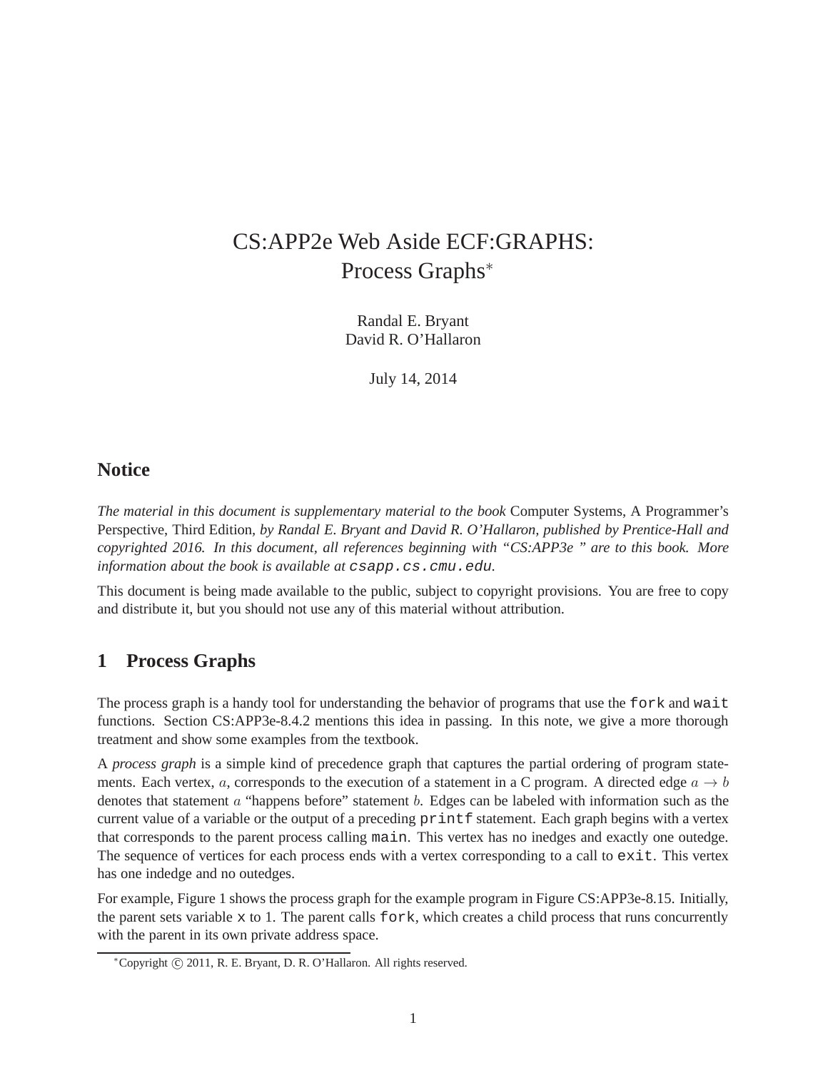# CS:APP2e Web Aside ECF:GRAPHS: Process Graphs*

Randal E. Bryant
David R. O'Hallaron

July 14, 2014

## Notice

*The material in this document is supplementary material to the book* Computer Systems, A Programmer's Perspective, Third Edition*, by Randal E. Bryant and David R. O'Hallaron, published by Prentice-Hall and copyrighted 2016. In this document, all references beginning with "CS:APP3e " are to this book. More information about the book is available at* `csapp.cs.cmu.edu`*.*

This document is being made available to the public, subject to copyright provisions. You are free to copy and distribute it, but you should not use any of this material without attribution.

## 1 Process Graphs

The process graph is a handy tool for understanding the behavior of programs that use the `fork` and `wait` functions. Section CS:APP3e-8.4.2 mentions this idea in passing. In this note, we give a more thorough treatment and show some examples from the textbook.

A *process graph* is a simple kind of precedence graph that captures the partial ordering of program statements. Each vertex, $a$, corresponds to the execution of a statement in a C program. A directed edge $a \rightarrow b$ denotes that statement $a$ "happens before" statement $b$. Edges can be labeled with information such as the current value of a variable or the output of a preceding `printf` statement. Each graph begins with a vertex that corresponds to the parent process calling `main`. This vertex has no inedges and exactly one outedge. The sequence of vertices for each process ends with a vertex corresponding to a call to `exit`. This vertex has one indedge and no outedges.

For example, Figure 1 shows the process graph for the example program in Figure CS:APP3e-8.15. Initially, the parent sets variable `x` to 1. The parent calls `fork`, which creates a child process that runs concurrently with the parent in its own private address space.

*Copyright © 2011, R. E. Bryant, D. R. O'Hallaron. All rights reserved.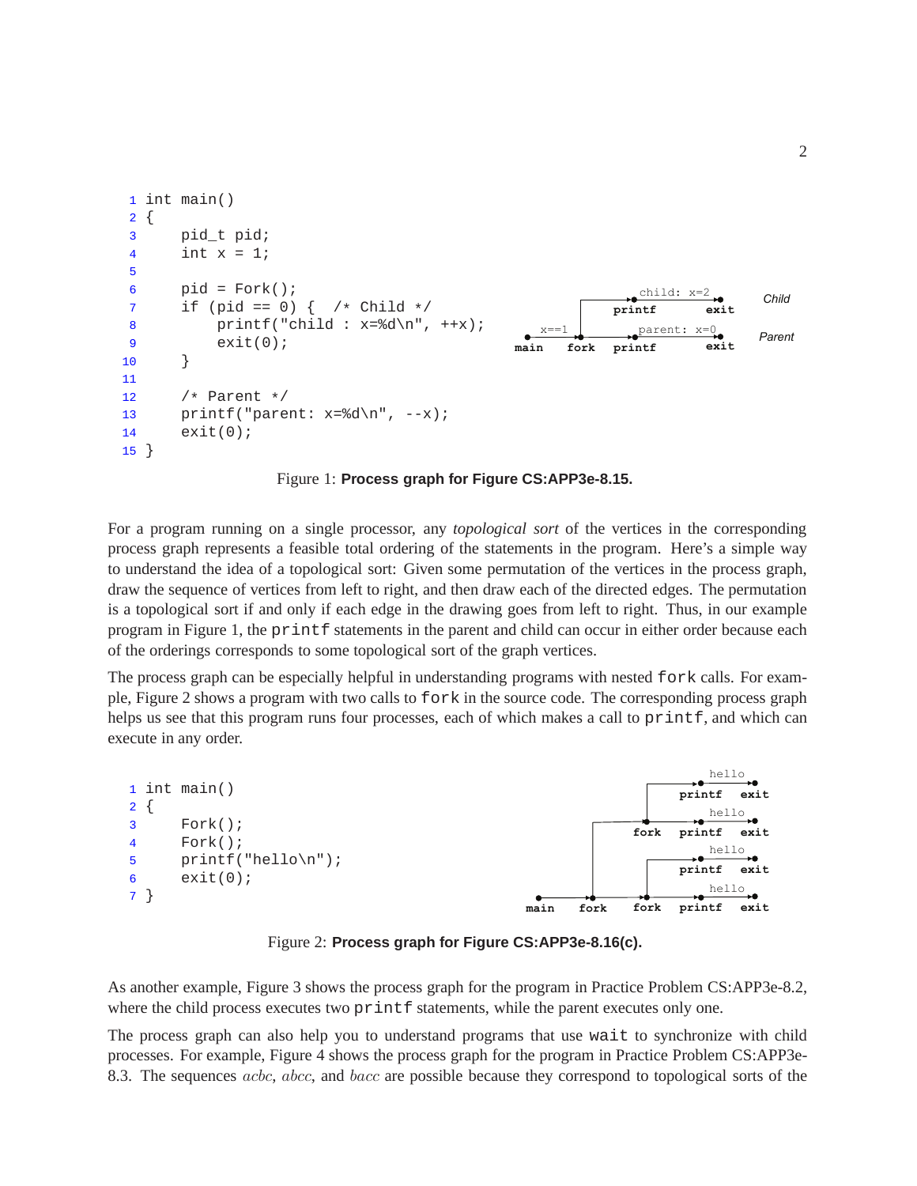```c
int main()
{
    pid_t pid;
    int x = 1;

    pid = Fork();
    if (pid == 0) {  /* Child */
        printf("child : x=%d\n", ++x);
        exit(0);
    }

    /* Parent */
    printf("parent: x=%d\n", --x);
    exit(0);
}
```

Figure 1: **Process graph for Figure CS:APP3e-8.15.**

For a program running on a single processor, any *topological sort* of the vertices in the corresponding process graph represents a feasible total ordering of the statements in the program. Here's a simple way to understand the idea of a topological sort: Given some permutation of the vertices in the process graph, draw the sequence of vertices from left to right, and then draw each of the directed edges. The permutation is a topological sort if and only if each edge in the drawing goes from left to right. Thus, in our example program in Figure 1, the `printf` statements in the parent and child can occur in either order because each of the orderings corresponds to some topological sort of the graph vertices.

The process graph can be especially helpful in understanding programs with nested `fork` calls. For example, Figure 2 shows a program with two calls to `fork` in the source code. The corresponding process graph helps us see that this program runs four processes, each of which makes a call to `printf`, and which can execute in any order.

```c
int main()
{
    Fork();
    Fork();
    printf("hello\n");
    exit(0);
}
```

Figure 2: **Process graph for Figure CS:APP3e-8.16(c).**

As another example, Figure 3 shows the process graph for the program in Practice Problem CS:APP3e-8.2, where the child process executes two `printf` statements, while the parent executes only one.

The process graph can also help you to understand programs that use `wait` to synchronize with child processes. For example, Figure 4 shows the process graph for the program in Practice Problem CS:APP3e-8.3. The sequences $acbc$, $abcc$, and $bacc$ are possible because they correspond to topological sorts of the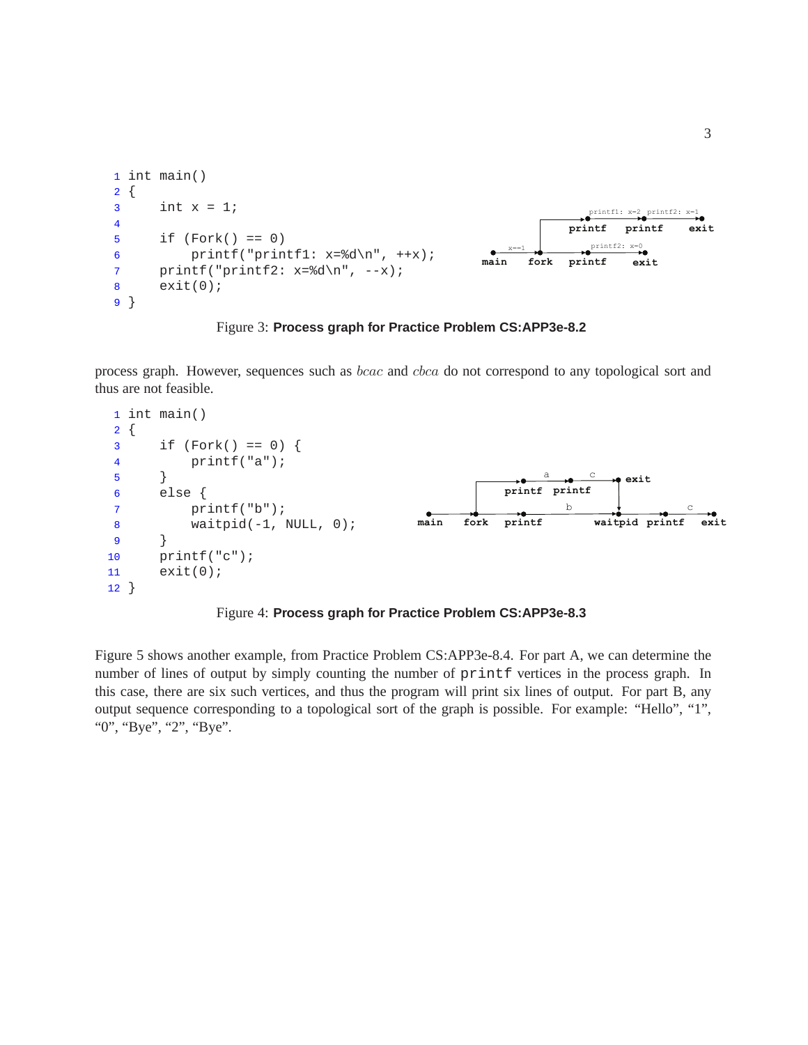```c
int main()
{
    int x = 1;

    if (Fork() == 0)
        printf("printf1: x=%d\n", ++x);
    printf("printf2: x=%d\n", --x);
    exit(0);
}
```

Figure 3: **Process graph for Practice Problem CS:APP3e-8.2**

process graph. However, sequences such as $bcac$ and $cbca$ do not correspond to any topological sort and thus are not feasible.

```c
int main()
{
    if (Fork() == 0) {
        printf("a");
    }
    else {
        printf("b");
        waitpid(-1, NULL, 0);
    }
    printf("c");
    exit(0);
}
```

Figure 4: **Process graph for Practice Problem CS:APP3e-8.3**

Figure 5 shows another example, from Practice Problem CS:APP3e-8.4. For part A, we can determine the number of lines of output by simply counting the number of `printf` vertices in the process graph. In this case, there are six such vertices, and thus the program will print six lines of output. For part B, any output sequence corresponding to a topological sort of the graph is possible. For example: “Hello”, “1”, “0”, “Bye”, “2”, “Bye”.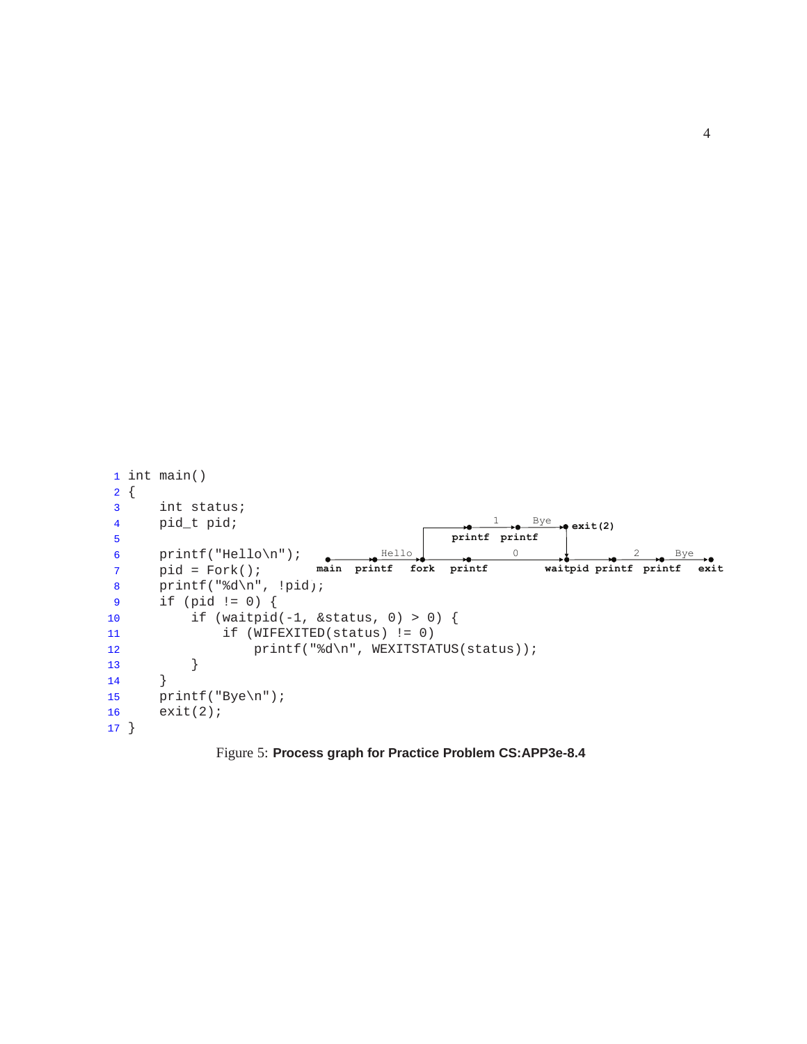```
1  int main()
2  {
3      int status;
4      pid_t pid;
5
6      printf("Hello\n");
7      pid = Fork();
8      printf("%d\n", !pid);
9      if (pid != 0) {
10         if (waitpid(-1, &status, 0) > 0) {
11             if (WIFEXITED(status) != 0)
12                 printf("%d\n", WEXITSTATUS(status));
13         }
14     }
15     printf("Bye\n");
16     exit(2);
17 }
```

1 Bye
printf printf exit(2)

Hello 0 2 Bye
main printf fork printf waitpid printf printf exit

Figure 5: **Process graph for Practice Problem CS:APP3e-8.4**